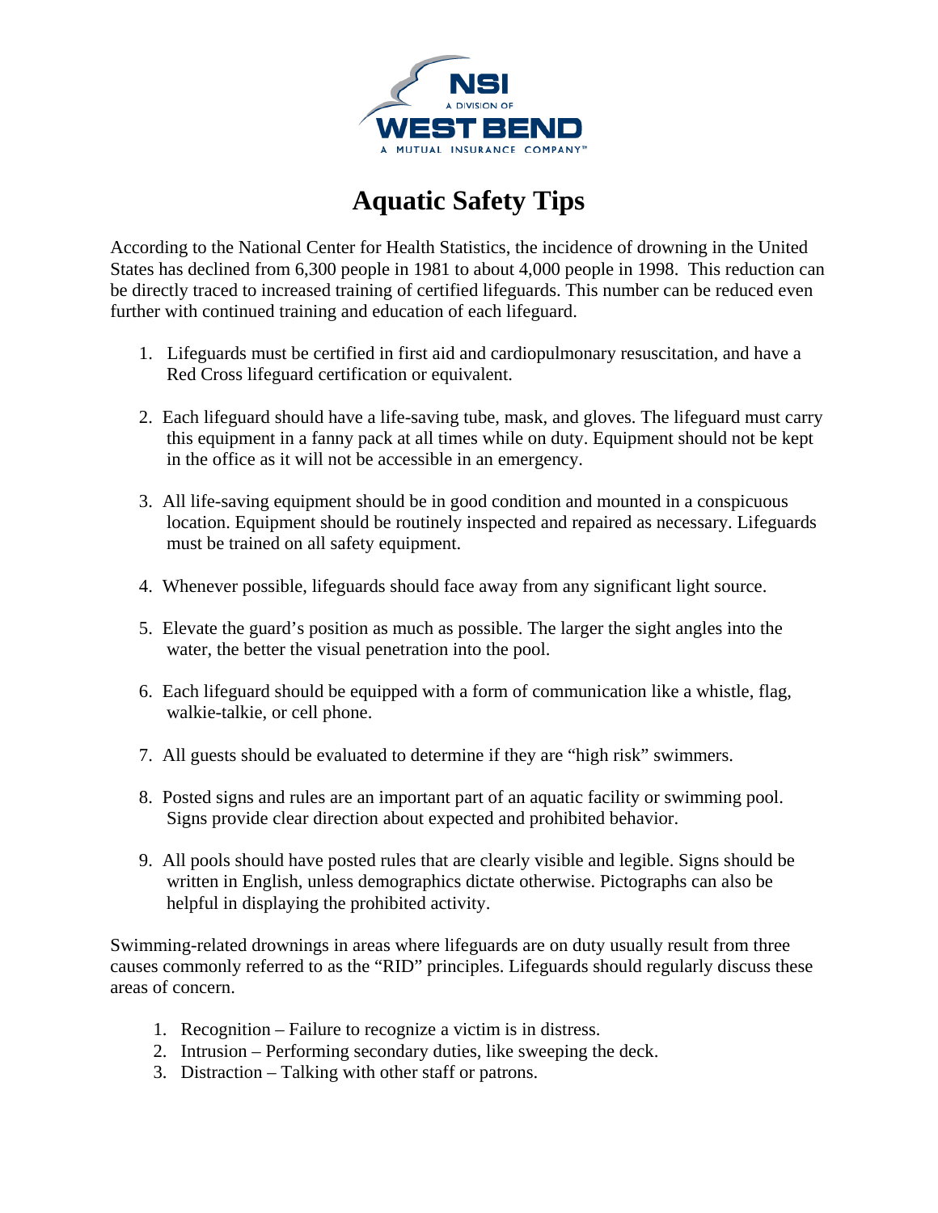# Aquatic Safety Tips

According to the National Center for Health Statistics, the incidence of drowning in the United States has declined from 6,300 people in 1981 to about 4,000 people in 1998. This reduction can be directly traced to increased training of certified lifeguards. This number can be reduced even further with continued training and education of each lifeguard.

1. Lifeguards must be certified in first aid and cardiopulmonary resuscitation, and have a Red Cross lifeguard certification or equivalent.

2. Each lifeguard should have a life-saving tube, mask, and gloves. The lifeguard must carry this equipment in a fanny pack at all times while on duty. Equipment should not be kept in the office as it will not be accessible in an emergency.

3. All life-saving equipment should be in good condition and mounted in a conspicuous location. Equipment should be routinely inspected and repaired as necessary. Lifeguards must be trained on all safety equipment.

4. Whenever possible, lifeguards should face away from any significant light source.

5. Elevate the guard's position as much as possible. The larger the sight angles into the water, the better the visual penetration into the pool.

6. Each lifeguard should be equipped with a form of communication like a whistle, flag, walkie-talkie, or cell phone.

7. All guests should be evaluated to determine if they are "high risk" swimmers.

8. Posted signs and rules are an important part of an aquatic facility or swimming pool. Signs provide clear direction about expected and prohibited behavior.

9. All pools should have posted rules that are clearly visible and legible. Signs should be written in English, unless demographics dictate otherwise. Pictographs can also be helpful in displaying the prohibited activity.

Swimming-related drownings in areas where lifeguards are on duty usually result from three causes commonly referred to as the "RID" principles. Lifeguards should regularly discuss these areas of concern.

1. Recognition – Failure to recognize a victim is in distress.
2. Intrusion – Performing secondary duties, like sweeping the deck.
3. Distraction – Talking with other staff or patrons.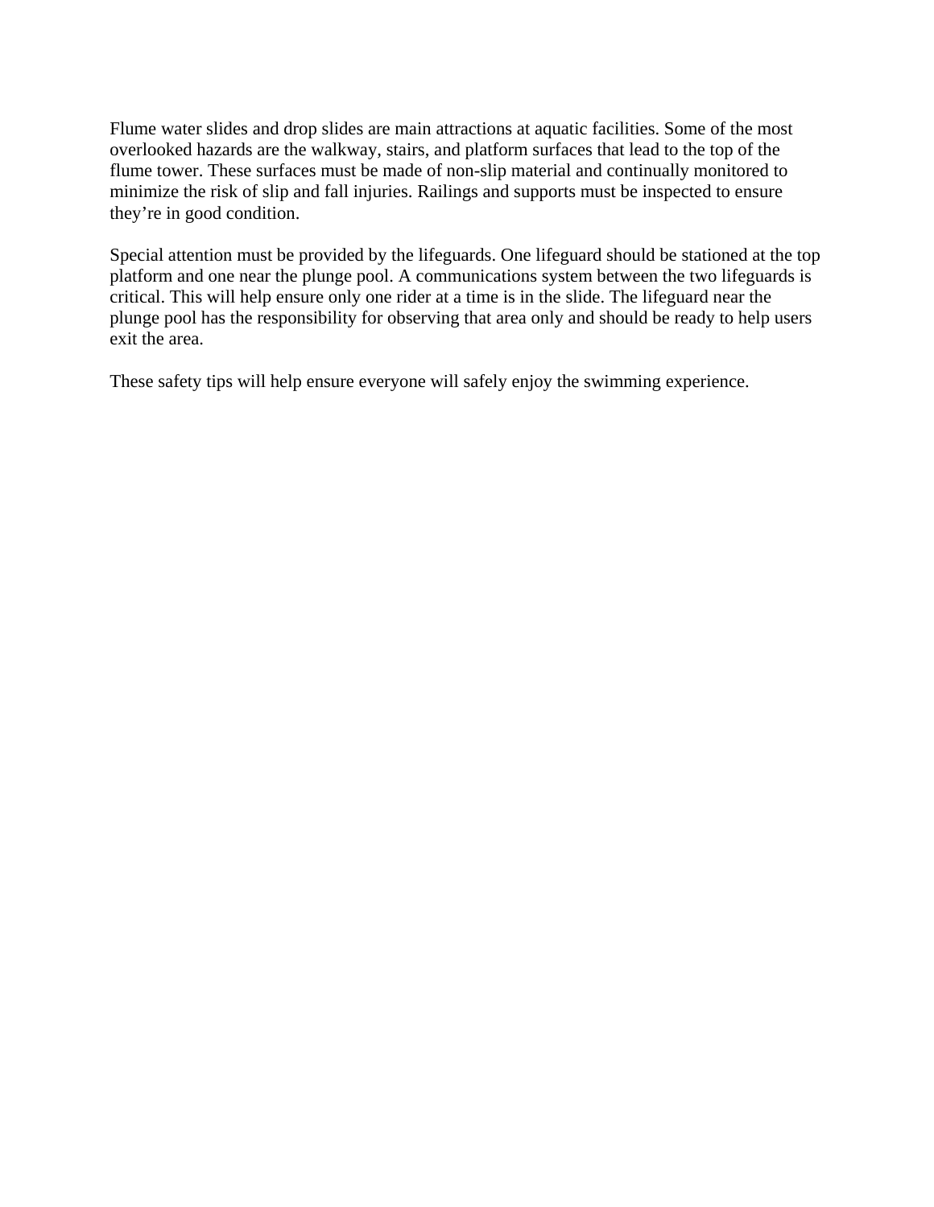Flume water slides and drop slides are main attractions at aquatic facilities. Some of the most overlooked hazards are the walkway, stairs, and platform surfaces that lead to the top of the flume tower. These surfaces must be made of non-slip material and continually monitored to minimize the risk of slip and fall injuries. Railings and supports must be inspected to ensure they're in good condition.

Special attention must be provided by the lifeguards. One lifeguard should be stationed at the top platform and one near the plunge pool. A communications system between the two lifeguards is critical. This will help ensure only one rider at a time is in the slide. The lifeguard near the plunge pool has the responsibility for observing that area only and should be ready to help users exit the area.

These safety tips will help ensure everyone will safely enjoy the swimming experience.